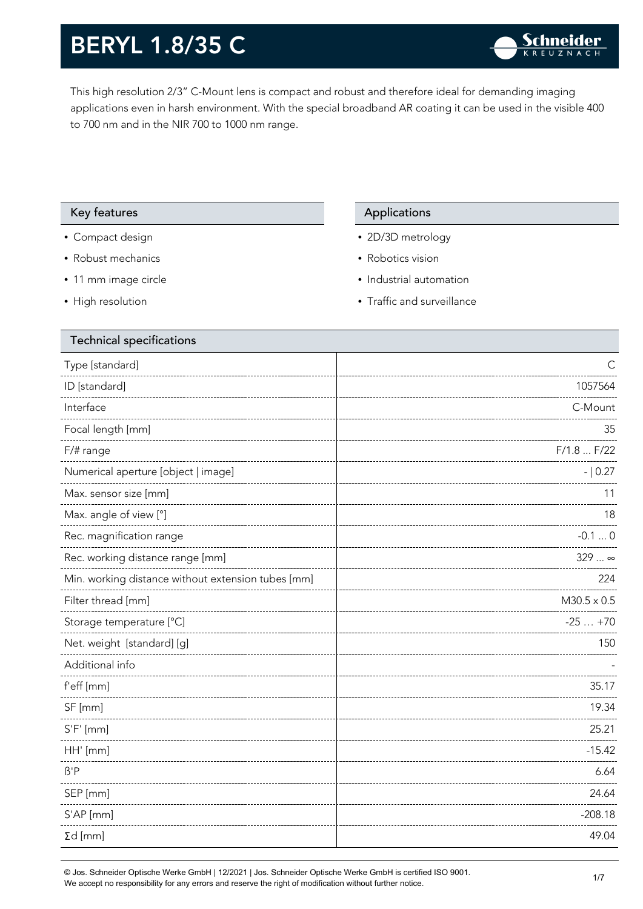# BERYL 1.8/35 C

This high resolution 2/3" C-Mount lens is compact and robust and therefore ideal for demanding imaging applications even in harsh environment. With the special broadband AR coating it can be used in the visible 400 to 700 nm and in the NIR 700 to 1000 nm range.

## Key features

- Compact design
- Robust mechanics
- 11 mm image circle
- High resolution

## Applications

- 2D/3D metrology
- Robotics vision
- Industrial automation
- Traffic and surveillance

## Technical specifications

| Parameter | Value |
|---|---|
| Type [standard] | C |
| ID [standard] | 1057564 |
| Interface | C-Mount |
| Focal length [mm] | 35 |
| F/# range | F/1.8 ... F/22 |
| Numerical aperture [object \| image] | - \| 0.27 |
| Max. sensor size [mm] | 11 |
| Max. angle of view [°] | 18 |
| Rec. magnification range | -0.1 ... 0 |
| Rec. working distance range [mm] | 329 ... ∞ |
| Min. working distance without extension tubes [mm] | 224 |
| Filter thread [mm] | M30.5 x 0.5 |
| Storage temperature [°C] | -25 … +70 |
| Net. weight [standard] [g] | 150 |
| Additional info | - |
| f'eff [mm] | 35.17 |
| SF [mm] | 19.34 |
| S'F' [mm] | 25.21 |
| HH' [mm] | -15.42 |
| ß'P | 6.64 |
| SEP [mm] | 24.64 |
| S'AP [mm] | -208.18 |
| Σd [mm] | 49.04 |

© Jos. Schneider Optische Werke GmbH | 12/2021 | Jos. Schneider Optische Werke GmbH is certified ISO 9001.
We accept no responsibility for any errors and reserve the right of modification without further notice.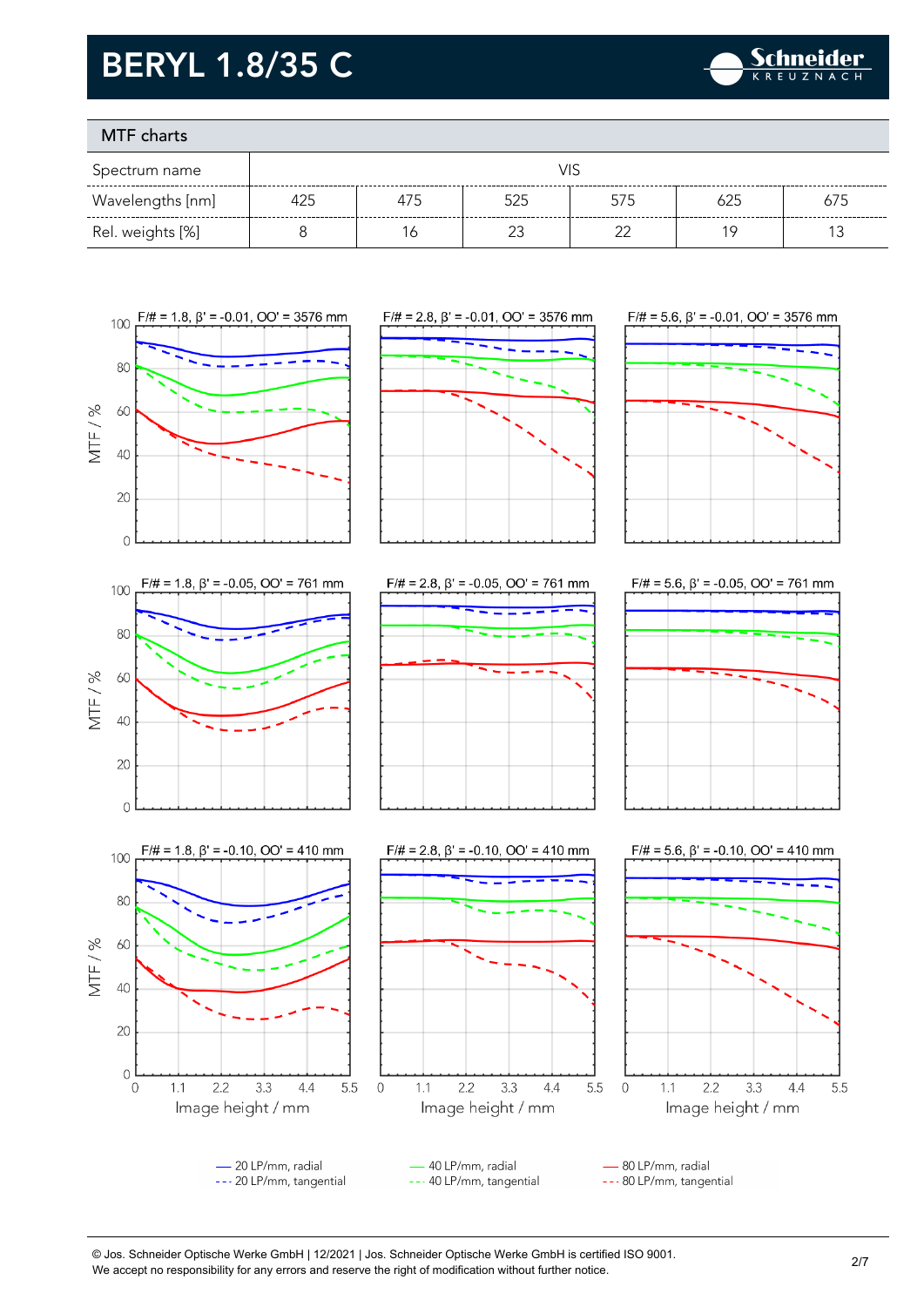# BERYL 1.8/35 C

## MTF charts

| Spectrum name | VIS | | | | | |
|---|---|---|---|---|---|---|
| Wavelengths [nm] | 425 | 475 | 525 | 575 | 625 | 675 |
| Rel. weights [%] | 8 | 16 | 23 | 22 | 19 | 13 |

F/# = 1.8, β' = -0.01, OO' = 3576 mm

F/# = 2.8, β' = -0.01, OO' = 3576 mm

F/# = 5.6, β' = -0.01, OO' = 3576 mm

F/# = 1.8, β' = -0.05, OO' = 761 mm

F/# = 2.8, β' = -0.05, OO' = 761 mm

F/# = 5.6, β' = -0.05, OO' = 761 mm

F/# = 1.8, β' = -0.10, OO' = 410 mm

F/# = 2.8, β' = -0.10, OO' = 410 mm

F/# = 5.6, β' = -0.10, OO' = 410 mm

MTF / %

Image height / mm

— 20 LP/mm, radial
--- 20 LP/mm, tangential
— 40 LP/mm, radial
--- 40 LP/mm, tangential
— 80 LP/mm, radial
--- 80 LP/mm, tangential

© Jos. Schneider Optische Werke GmbH | 12/2021 | Jos. Schneider Optische Werke GmbH is certified ISO 9001.
We accept no responsibility for any errors and reserve the right of modification without further notice.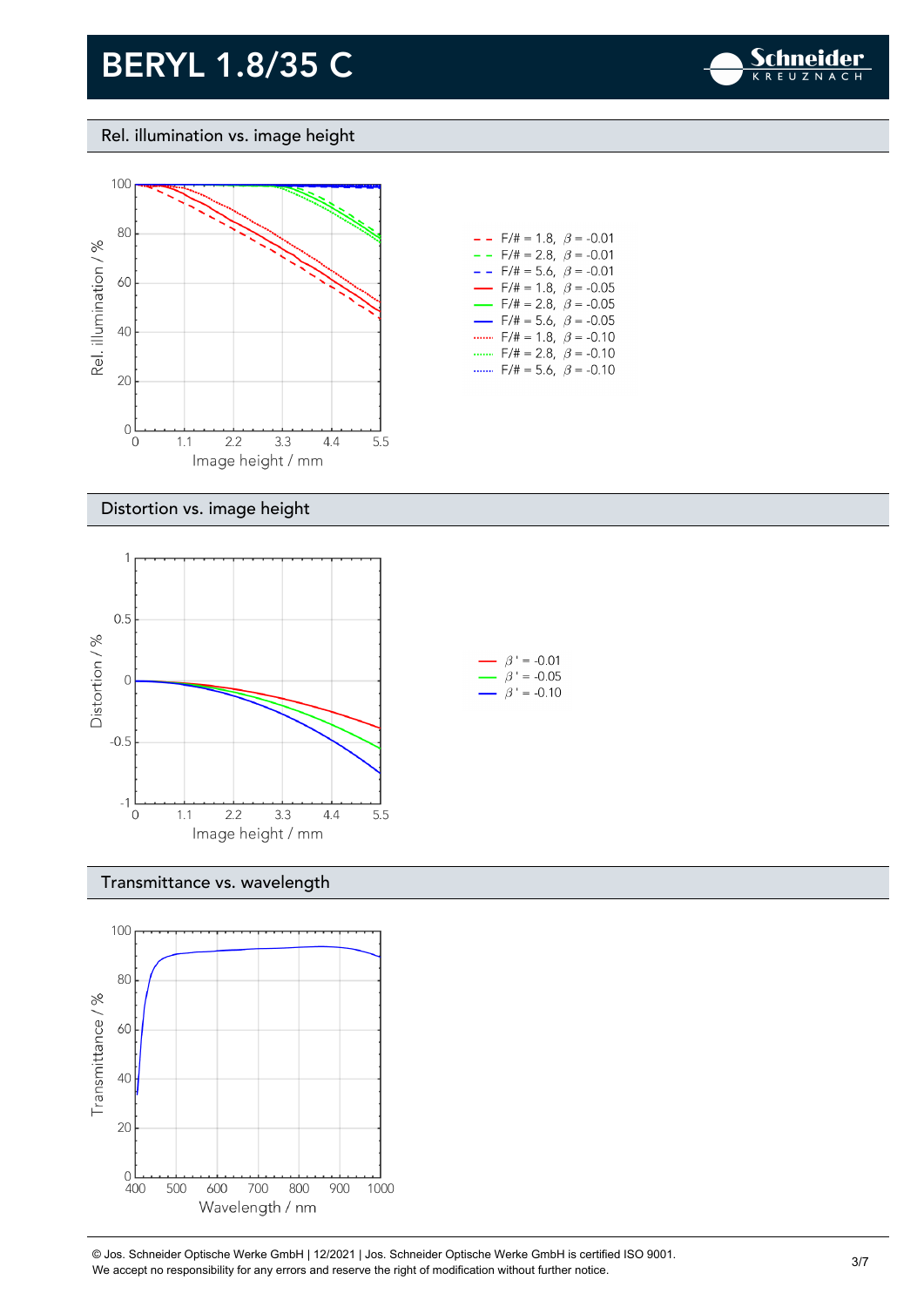# BERYL 1.8/35 C

## Rel. illumination vs. image height

| Line | F/# | $\beta$ |
| --- | --- | --- |
| red dashed | 1.8 | -0.01 |
| green dashed | 2.8 | -0.01 |
| blue dashed | 5.6 | -0.01 |
| red solid | 1.8 | -0.05 |
| green solid | 2.8 | -0.05 |
| blue solid | 5.6 | -0.05 |
| red dotted | 1.8 | -0.10 |
| green dotted | 2.8 | -0.10 |
| blue dotted | 5.6 | -0.10 |

Rel. illumination / % vs. Image height / mm

## Distortion vs. image height

| Line | $\beta'$ |
| --- | --- |
| red | -0.01 |
| green | -0.05 |
| blue | -0.10 |

Distortion / % vs. Image height / mm

## Transmittance vs. wavelength

Transmittance / % vs. Wavelength / nm

© Jos. Schneider Optische Werke GmbH | 12/2021 | Jos. Schneider Optische Werke GmbH is certified ISO 9001.
We accept no responsibility for any errors and reserve the right of modification without further notice.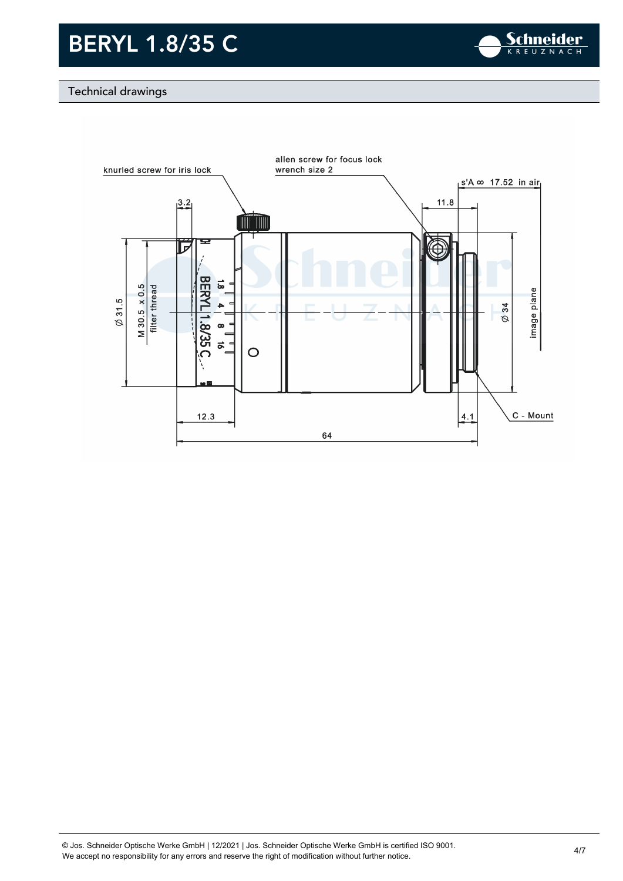# BERYL 1.8/35 C

## Technical drawings

knurled screw for iris lock

allen screw for focus lock
wrench size 2

s'A ∞ 17.52 in air

3.2

11.8

Ø 31.5

M 30.5 x 0.5
filter thread

Ø 34

image plane

12.3

4.1

C - Mount

64

© Jos. Schneider Optische Werke GmbH | 12/2021 | Jos. Schneider Optische Werke GmbH is certified ISO 9001.
We accept no responsibility for any errors and reserve the right of modification without further notice.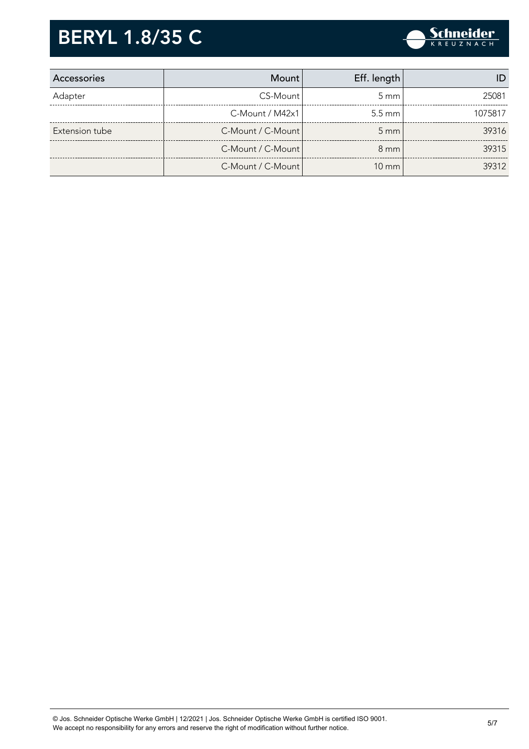# BERYL 1.8/35 C

| Accessories | Mount | Eff. length | ID |
|---|---|---|---|
| Adapter | CS-Mount | 5 mm | 25081 |
| | C-Mount / M42x1 | 5.5 mm | 1075817 |
| Extension tube | C-Mount / C-Mount | 5 mm | 39316 |
| | C-Mount / C-Mount | 8 mm | 39315 |
| | C-Mount / C-Mount | 10 mm | 39312 |

© Jos. Schneider Optische Werke GmbH | 12/2021 | Jos. Schneider Optische Werke GmbH is certified ISO 9001.
We accept no responsibility for any errors and reserve the right of modification without further notice.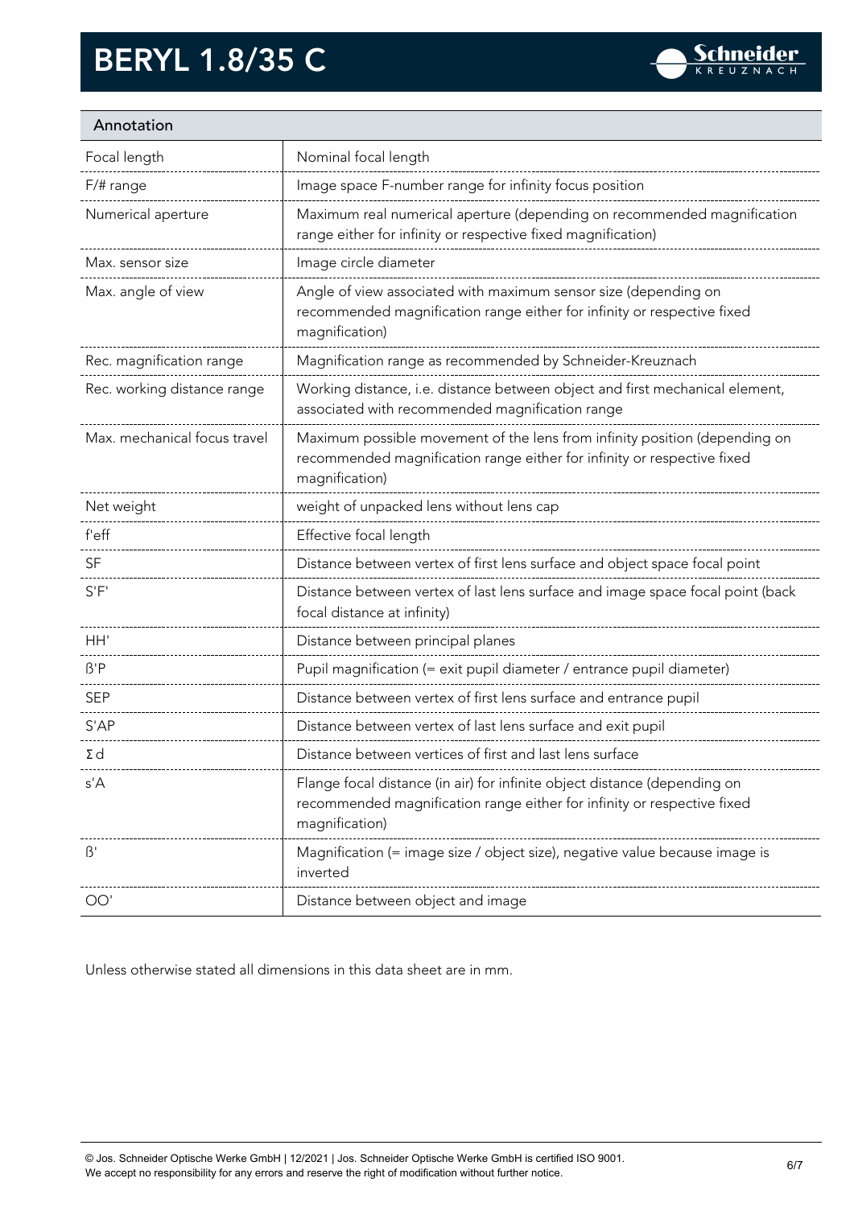# BERYL 1.8/35 C

| Annotation | |
|---|---|
| Focal length | Nominal focal length |
| F/# range | Image space F-number range for infinity focus position |
| Numerical aperture | Maximum real numerical aperture (depending on recommended magnification range either for infinity or respective fixed magnification) |
| Max. sensor size | Image circle diameter |
| Max. angle of view | Angle of view associated with maximum sensor size (depending on recommended magnification range either for infinity or respective fixed magnification) |
| Rec. magnification range | Magnification range as recommended by Schneider-Kreuznach |
| Rec. working distance range | Working distance, i.e. distance between object and first mechanical element, associated with recommended magnification range |
| Max. mechanical focus travel | Maximum possible movement of the lens from infinity position (depending on recommended magnification range either for infinity or respective fixed magnification) |
| Net weight | weight of unpacked lens without lens cap |
| f'eff | Effective focal length |
| SF | Distance between vertex of first lens surface and object space focal point |
| S'F' | Distance between vertex of last lens surface and image space focal point (back focal distance at infinity) |
| HH' | Distance between principal planes |
| ß'P | Pupil magnification (= exit pupil diameter / entrance pupil diameter) |
| SEP | Distance between vertex of first lens surface and entrance pupil |
| S'AP | Distance between vertex of last lens surface and exit pupil |
| Σ d | Distance between vertices of first and last lens surface |
| s'A | Flange focal distance (in air) for infinite object distance (depending on recommended magnification range either for infinity or respective fixed magnification) |
| ß' | Magnification (= image size / object size), negative value because image is inverted |
| OO' | Distance between object and image |

Unless otherwise stated all dimensions in this data sheet are in mm.

© Jos. Schneider Optische Werke GmbH | 12/2021 | Jos. Schneider Optische Werke GmbH is certified ISO 9001.
We accept no responsibility for any errors and reserve the right of modification without further notice.